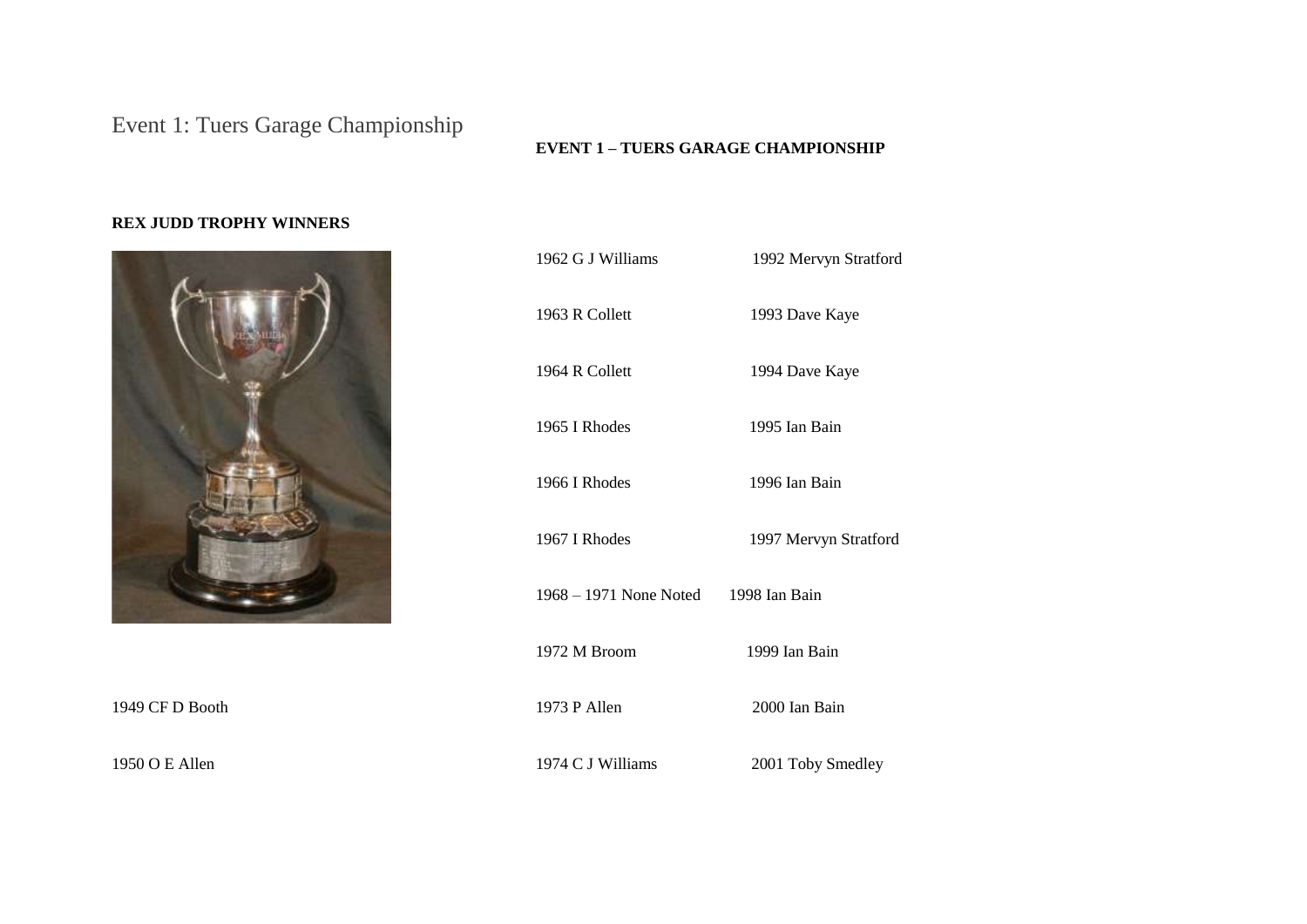# Event 1: Tuers Garage Championship

**EVENT 1 – TUERS GARAGE CHAMPIONSHIP**

**REX JUDD TROPHY WINNERS**

1949 CF D Booth

1950 O E Allen

1962 G J Williams

1963 R Collett

1964 R Collett

1965 I Rhodes

1966 I Rhodes

1967 I Rhodes

1968 – 1971 None Noted

1972 M Broom

1973 P Allen

1974 C J Williams

1992 Mervyn Stratford

1993 Dave Kaye

1994 Dave Kaye

1995 Ian Bain

1996 Ian Bain

1997 Mervyn Stratford

1998 Ian Bain

1999 Ian Bain

2000 Ian Bain

2001 Toby Smedley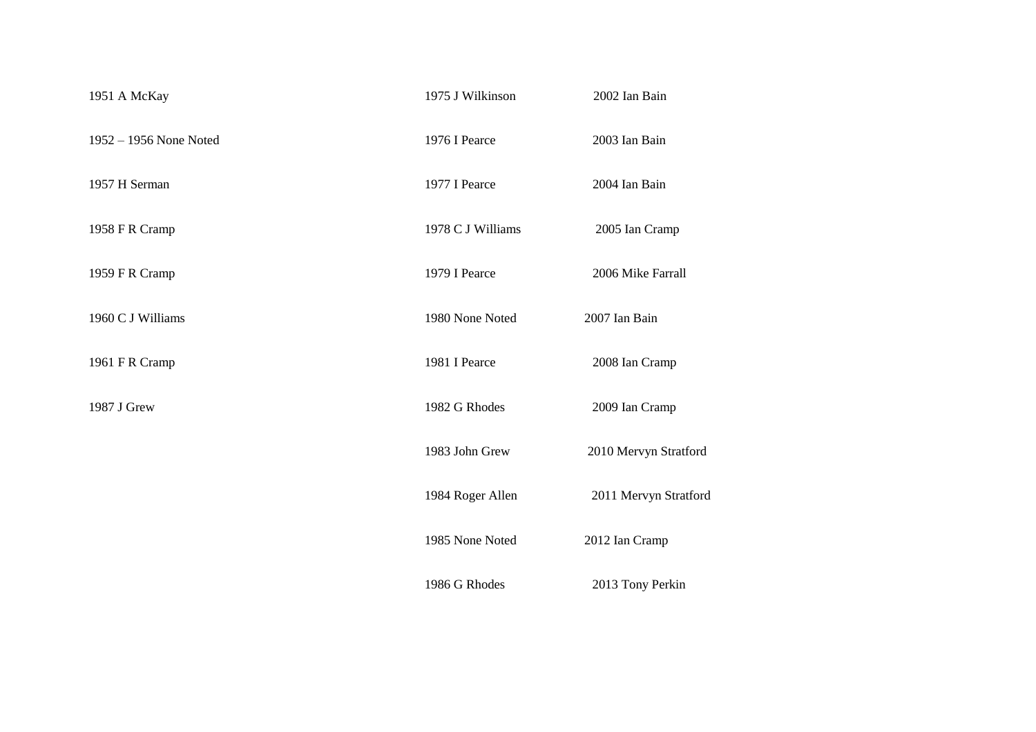1951 A McKay

1952 – 1956 None Noted

1957 H Serman

1958 F R Cramp

1959 F R Cramp

1960 C J Williams

1961 F R Cramp

1987 J Grew

1975 J Wilkinson

1976 I Pearce

1977 I Pearce

1978 C J Williams

1979 I Pearce

1980 None Noted

1981 I Pearce

1982 G Rhodes

1983 John Grew

1984 Roger Allen

1985 None Noted

1986 G Rhodes

2002 Ian Bain

2003 Ian Bain

2004 Ian Bain

2005 Ian Cramp

2006 Mike Farrall

2007 Ian Bain

2008 Ian Cramp

2009 Ian Cramp

2010 Mervyn Stratford

2011 Mervyn Stratford

2012 Ian Cramp

2013 Tony Perkin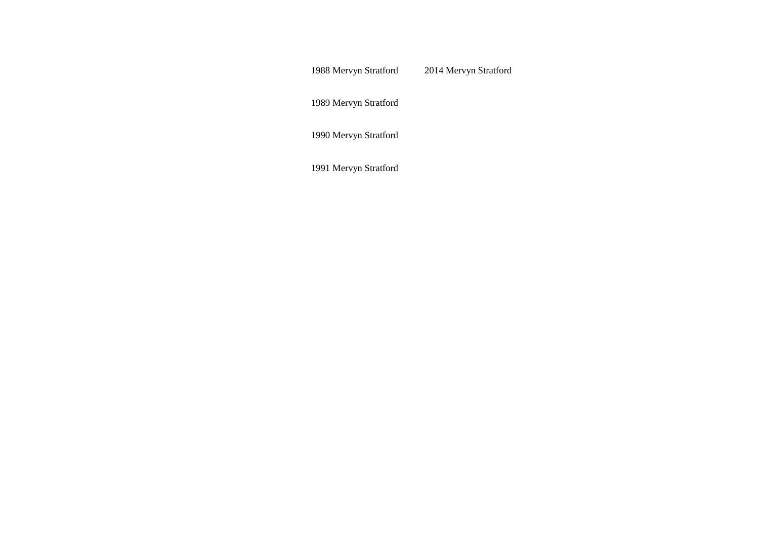1988 Mervyn Stratford

1989 Mervyn Stratford

1990 Mervyn Stratford

1991 Mervyn Stratford

2014 Mervyn Stratford